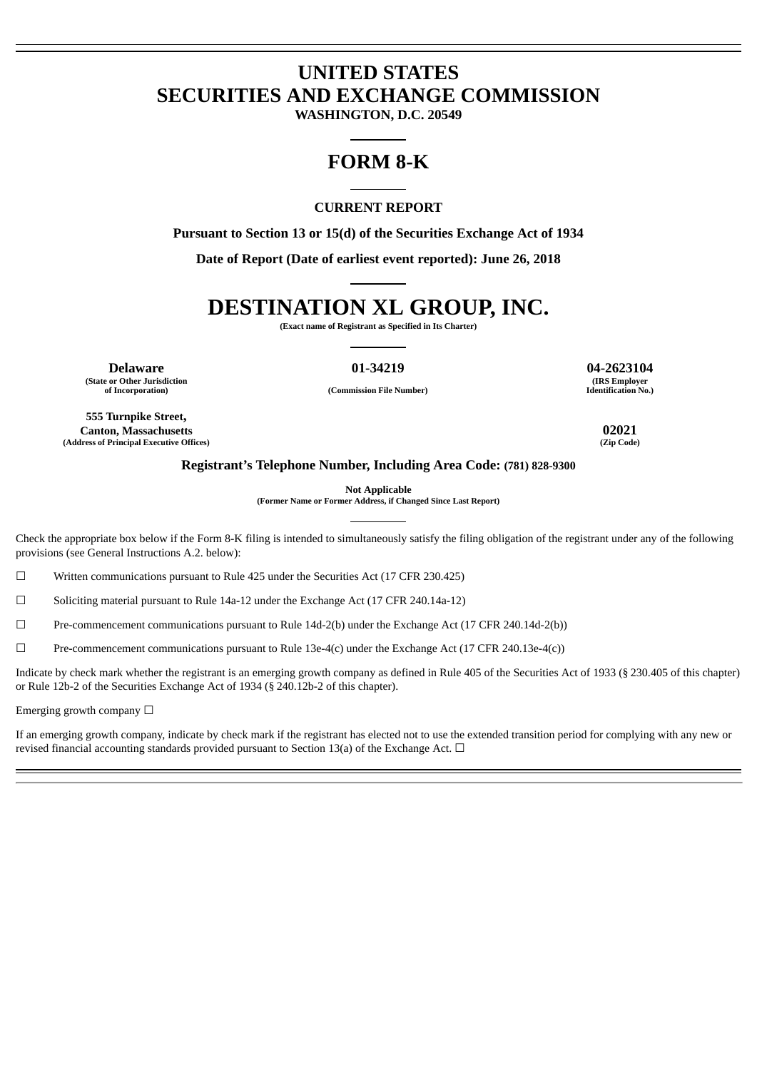# UNITED STATES
# SECURITIES AND EXCHANGE COMMISSION

**WASHINGTON, D.C. 20549**

# FORM 8-K

**CURRENT REPORT**

**Pursuant to Section 13 or 15(d) of the Securities Exchange Act of 1934**

**Date of Report (Date of earliest event reported): June 26, 2018**

# DESTINATION XL GROUP, INC.

**(Exact name of Registrant as Specified in Its Charter)**

| **Delaware** | **01-34219** | **04-2623104** |
|---|---|---|
| **(State or Other Jurisdiction of Incorporation)** | **(Commission File Number)** | **(IRS Employer Identification No.)** |

| **555 Turnpike Street, Canton, Massachusetts** | **02021** |
|---|---|
| **(Address of Principal Executive Offices)** | **(Zip Code)** |

**Registrant's Telephone Number, Including Area Code: (781) 828-9300**

**Not Applicable**
**(Former Name or Former Address, if Changed Since Last Report)**

Check the appropriate box below if the Form 8-K filing is intended to simultaneously satisfy the filing obligation of the registrant under any of the following provisions (see General Instructions A.2. below):

☐ Written communications pursuant to Rule 425 under the Securities Act (17 CFR 230.425)

☐ Soliciting material pursuant to Rule 14a-12 under the Exchange Act (17 CFR 240.14a-12)

☐ Pre-commencement communications pursuant to Rule 14d-2(b) under the Exchange Act (17 CFR 240.14d-2(b))

☐ Pre-commencement communications pursuant to Rule 13e-4(c) under the Exchange Act (17 CFR 240.13e-4(c))

Indicate by check mark whether the registrant is an emerging growth company as defined in Rule 405 of the Securities Act of 1933 (§ 230.405 of this chapter) or Rule 12b-2 of the Securities Exchange Act of 1934 (§ 240.12b-2 of this chapter).

Emerging growth company ☐

If an emerging growth company, indicate by check mark if the registrant has elected not to use the extended transition period for complying with any new or revised financial accounting standards provided pursuant to Section 13(a) of the Exchange Act. ☐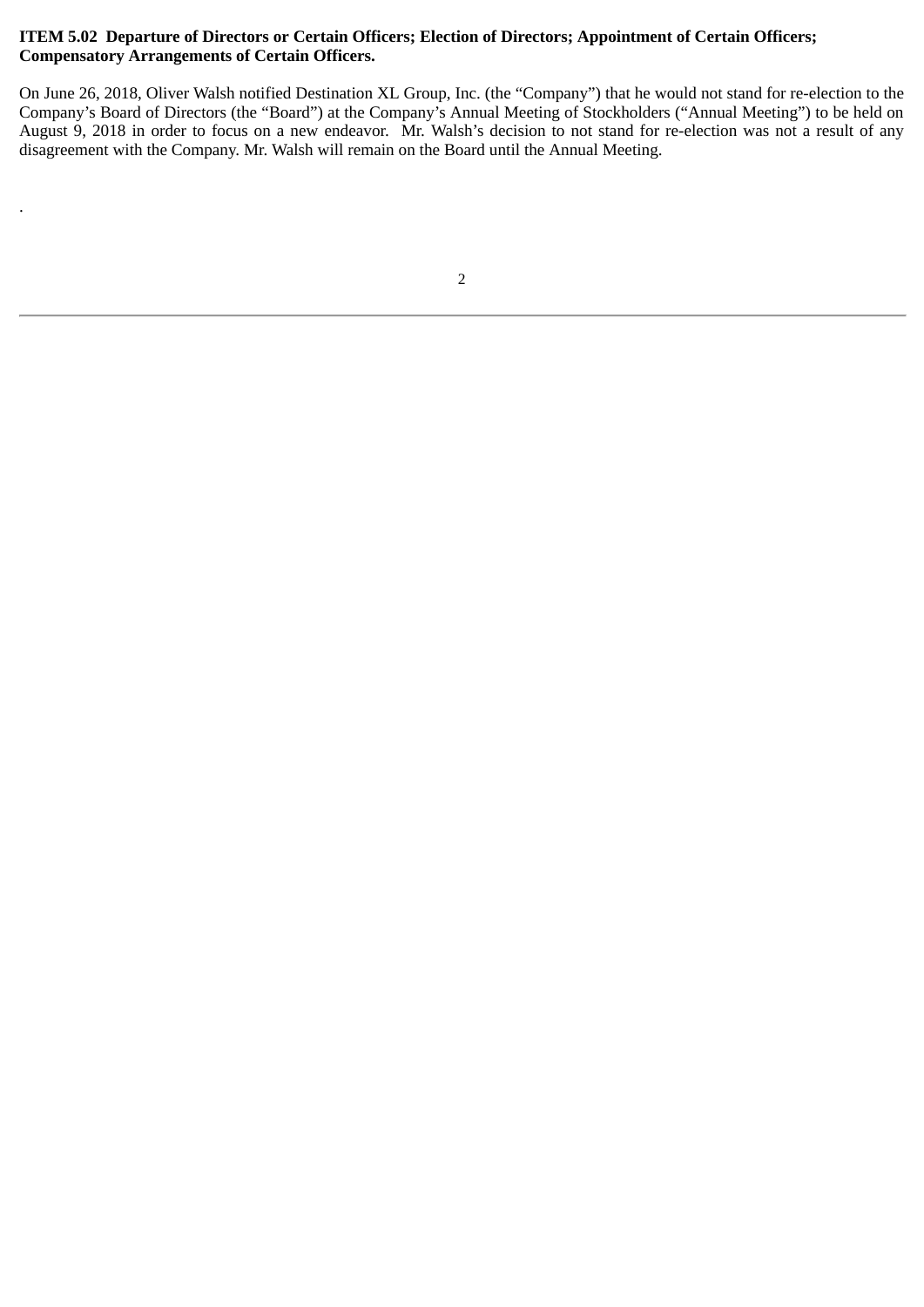**ITEM 5.02 Departure of Directors or Certain Officers; Election of Directors; Appointment of Certain Officers; Compensatory Arrangements of Certain Officers.**

On June 26, 2018, Oliver Walsh notified Destination XL Group, Inc. (the "Company") that he would not stand for re-election to the Company's Board of Directors (the "Board") at the Company's Annual Meeting of Stockholders ("Annual Meeting") to be held on August 9, 2018 in order to focus on a new endeavor. Mr. Walsh's decision to not stand for re-election was not a result of any disagreement with the Company. Mr. Walsh will remain on the Board until the Annual Meeting.

.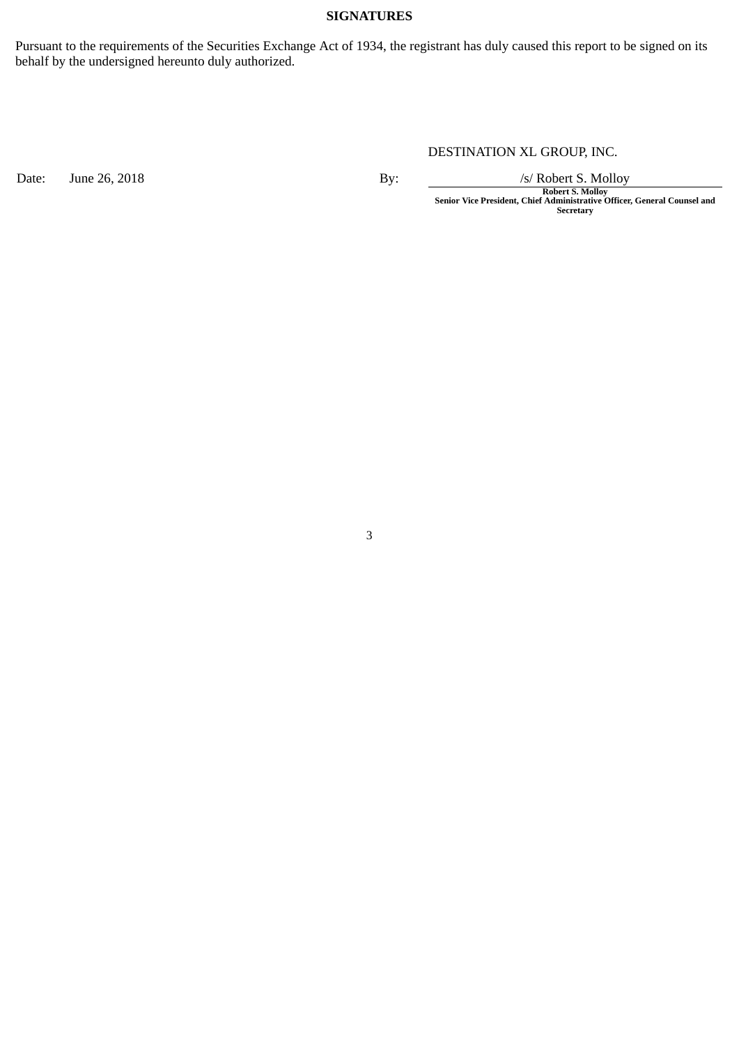**SIGNATURES**

Pursuant to the requirements of the Securities Exchange Act of 1934, the registrant has duly caused this report to be signed on its behalf by the undersigned hereunto duly authorized.

| | | | |
|---|---|---|---|
| | | | DESTINATION XL GROUP, INC. |
| Date: | June 26, 2018 | By: | /s/ Robert S. Molloy |
| | | | **Robert S. Molloy** |
| | | | **Senior Vice President, Chief Administrative Officer, General Counsel and Secretary** |